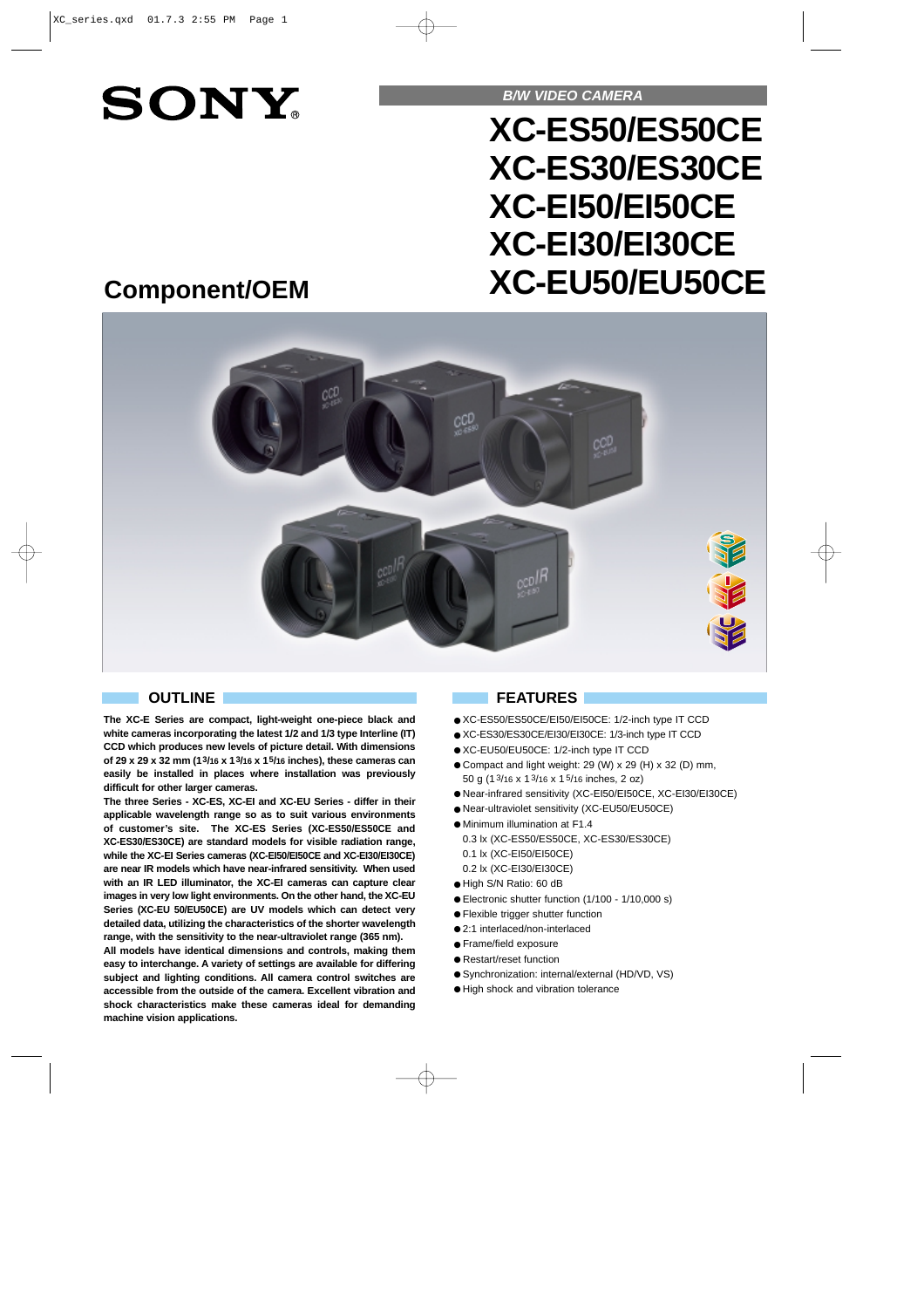SONY

*B/W VIDEO CAMERA*

# XC-ES50/ES50CE
# XC-ES30/ES30CE
# XC-EI50/EI50CE
# XC-EI30/EI30CE
# XC-EU50/EU50CE

## Component/OEM

## OUTLINE

**The XC-E Series are compact, light-weight one-piece black and white cameras incorporating the latest 1/2 and 1/3 type Interline (IT) CCD which produces new levels of picture detail. With dimensions of 29 x 29 x 32 mm (1 3/16 x 1 3/16 x 1 5/16 inches), these cameras can easily be installed in places where installation was previously difficult for other larger cameras.**

**The three Series - XC-ES, XC-EI and XC-EU Series - differ in their applicable wavelength range so as to suit various environments of customer's site. The XC-ES Series (XC-ES50/ES50CE and XC-ES30/ES30CE) are standard models for visible radiation range, while the XC-EI Series cameras (XC-EI50/EI50CE and XC-EI30/EI30CE) are near IR models which have near-infrared sensitivity. When used with an IR LED illuminator, the XC-EI cameras can capture clear images in very low light environments. On the other hand, the XC-EU Series (XC-EU 50/EU50CE) are UV models which can detect very detailed data, utilizing the characteristics of the shorter wavelength range, with the sensitivity to the near-ultraviolet range (365 nm).**

**All models have identical dimensions and controls, making them easy to interchange. A variety of settings are available for differing subject and lighting conditions. All camera control switches are accessible from the outside of the camera. Excellent vibration and shock characteristics make these cameras ideal for demanding machine vision applications.**

## FEATURES

- XC-ES50/ES50CE/EI50/EI50CE: 1/2-inch type IT CCD
- XC-ES30/ES30CE/EI30/EI30CE: 1/3-inch type IT CCD
- XC-EU50/EU50CE: 1/2-inch type IT CCD
- Compact and light weight: 29 (W) x 29 (H) x 32 (D) mm, 50 g (1 3/16 x 1 3/16 x 1 5/16 inches, 2 oz)
- Near-infrared sensitivity (XC-EI50/EI50CE, XC-EI30/EI30CE)
- Near-ultraviolet sensitivity (XC-EU50/EU50CE)
- Minimum illumination at F1.4
  - 0.3 lx (XC-ES50/ES50CE, XC-ES30/ES30CE)
  - 0.1 lx (XC-EI50/EI50CE)
  - 0.2 lx (XC-EI30/EI30CE)
- High S/N Ratio: 60 dB
- Electronic shutter function (1/100 - 1/10,000 s)
- Flexible trigger shutter function
- 2:1 interlaced/non-interlaced
- Frame/field exposure
- Restart/reset function
- Synchronization: internal/external (HD/VD, VS)
- High shock and vibration tolerance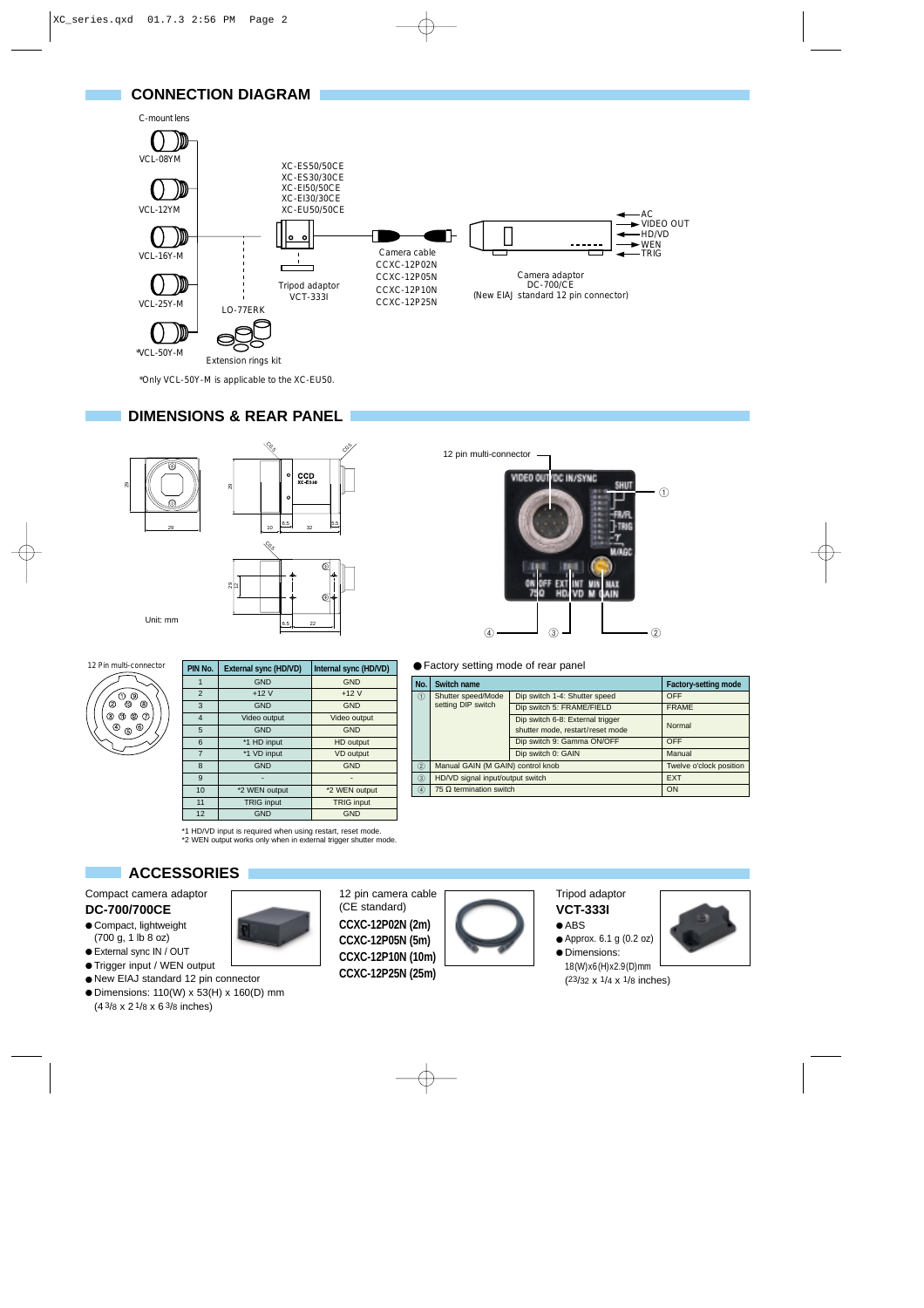## CONNECTION DIAGRAM

C-mount lens

VCL-08YM

VCL-12YM

VCL-16Y-M

VCL-25Y-M

*VCL-50Y-M

XC-ES50/50CE
XC-ES30/30CE
XC-EI50/50CE
XC-EI30/30CE
XC-EU50/50CE

Tripod adaptor
VCT-333I

LO-77ERK

Extension rings kit

Camera cable
CCXC-12P02N
CCXC-12P05N
CCXC-12P10N
CCXC-12P25N

Camera adaptor
DC-700/CE
(New EIAJ standard 12 pin connector)

AC
VIDEO OUT
HD/VD
WEN
TRIG

*Only VCL-50Y-M is applicable to the XC-EU50.

## DIMENSIONS & REAR PANEL

Unit: mm

12 pin multi-connector

VIDEO OUT / DC IN/SYNC, SHUT, FR/FL, TRIG, γ, M/AGC, ON OFF 75Ω, EXT INT HD/VD, MIN MAX M GAIN

①②③④

12 Pin multi-connector

| PIN No. | External sync (HD/VD) | Internal sync (HD/VD) |
|---|---|---|
| 1 | GND | GND |
| 2 | +12 V | +12 V |
| 3 | GND | GND |
| 4 | Video output | Video output |
| 5 | GND | GND |
| 6 | *1 HD input | HD output |
| 7 | *1 VD input | VD output |
| 8 | GND | GND |
| 9 | - | - |
| 10 | *2 WEN output | *2 WEN output |
| 11 | TRIG input | TRIG input |
| 12 | GND | GND |

*1 HD/VD input is required when using restart, reset mode.
*2 WEN output works only when in external trigger shutter mode.

● Factory setting mode of rear panel

| No. | Switch name | | Factory-setting mode |
|---|---|---|---|
| ① | Shutter speed/Mode setting DIP switch | Dip switch 1-4: Shutter speed | OFF |
| | | Dip switch 5: FRAME/FIELD | FRAME |
| | | Dip switch 6-8: External trigger shutter mode, restart/reset mode | Normal |
| | | Dip switch 9: Gamma ON/OFF | OFF |
| | | Dip switch 0: GAIN | Manual |
| ② | Manual GAIN (M GAIN) control knob | | Twelve o'clock position |
| ③ | HD/VD signal input/output switch | | EXT |
| ④ | 75 Ω termination switch | | ON |

## ACCESSORIES

Compact camera adaptor
**DC-700/700CE**

- Compact, lightweight (700 g, 1 lb 8 oz)
- External sync IN / OUT
- Trigger input / WEN output
- New EIAJ standard 12 pin connector
- Dimensions: 110(W) x 53(H) x 160(D) mm (4 3/8 x 2 1/8 x 6 3/8 inches)

12 pin camera cable (CE standard)
**CCXC-12P02N (2m)**
**CCXC-12P05N (5m)**
**CCXC-12P10N (10m)**
**CCXC-12P25N (25m)**

Tripod adaptor
**VCT-333I**

- ABS
- Approx. 6.1 g (0.2 oz)
- Dimensions: 18(W)x6(H)x2.9(D)mm (23/32 x 1/4 x 1/8 inches)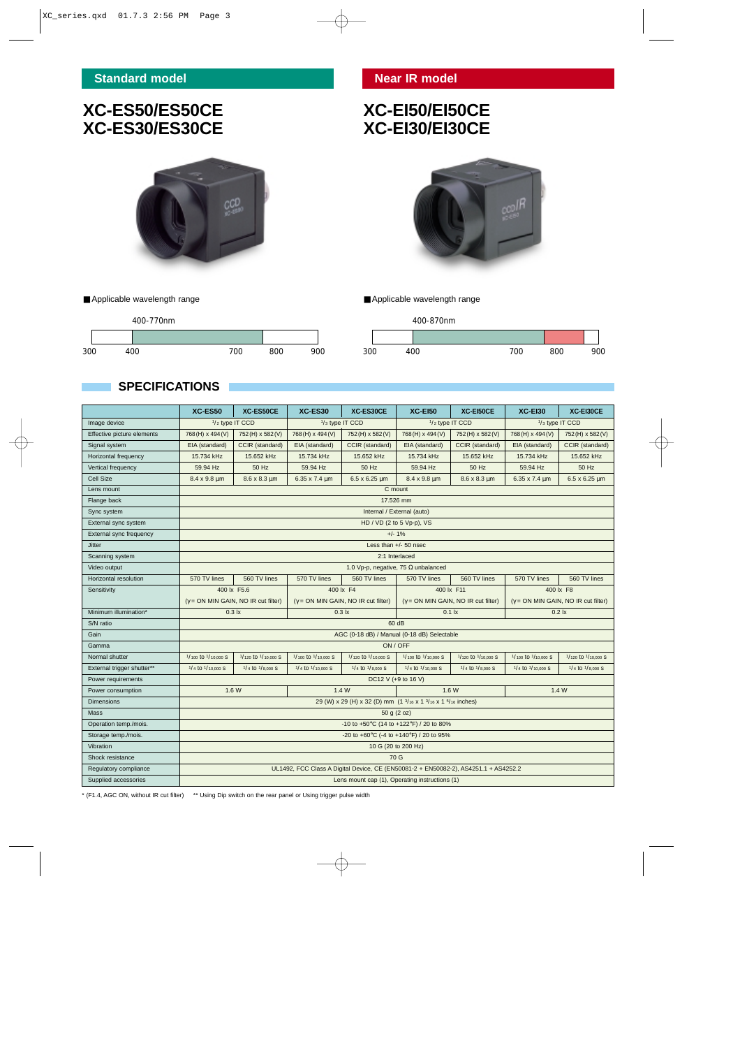## Standard model

# XC-ES50/ES50CE
# XC-ES30/ES30CE

■Applicable wavelength range

400-770nm

300 400 700 800 900

## Near IR model

# XC-EI50/EI50CE
# XC-EI30/EI30CE

■Applicable wavelength range

400-870nm

300 400 700 800 900

## SPECIFICATIONS

| | XC-ES50 | XC-ES50CE | XC-ES30 | XC-ES30CE | XC-EI50 | XC-EI50CE | XC-EI30 | XC-EI30CE |
|---|---|---|---|---|---|---|---|---|
| Image device | 1/2 type IT CCD | | 1/3 type IT CCD | | 1/2 type IT CCD | | 1/3 type IT CCD | |
| Effective picture elements | 768 (H) x 494 (V) | 752 (H) x 582 (V) | 768 (H) x 494 (V) | 752 (H) x 582 (V) | 768 (H) x 494 (V) | 752 (H) x 582 (V) | 768 (H) x 494 (V) | 752 (H) x 582 (V) |
| Signal system | EIA (standard) | CCIR (standard) | EIA (standard) | CCIR (standard) | EIA (standard) | CCIR (standard) | EIA (standard) | CCIR (standard) |
| Horizontal frequency | 15.734 kHz | 15.652 kHz | 15.734 kHz | 15.652 kHz | 15.734 kHz | 15.652 kHz | 15.734 kHz | 15.652 kHz |
| Vertical frequency | 59.94 Hz | 50 Hz | 59.94 Hz | 50 Hz | 59.94 Hz | 50 Hz | 59.94 Hz | 50 Hz |
| Cell Size | 8.4 x 9.8 μm | 8.6 x 8.3 μm | 6.35 x 7.4 μm | 6.5 x 6.25 μm | 8.4 x 9.8 μm | 8.6 x 8.3 μm | 6.35 x 7.4 μm | 6.5 x 6.25 μm |
| Lens mount | C mount | | | | | | | |
| Flange back | 17.526 mm | | | | | | | |
| Sync system | Internal / External (auto) | | | | | | | |
| External sync system | HD / VD (2 to 5 Vp-p), VS | | | | | | | |
| External sync frequency | +/- 1% | | | | | | | |
| Jitter | Less than +/- 50 nsec | | | | | | | |
| Scanning system | 2:1 Interlaced | | | | | | | |
| Video output | 1.0 Vp-p, negative, 75 Ω unbalanced | | | | | | | |
| Horizontal resolution | 570 TV lines | 560 TV lines | 570 TV lines | 560 TV lines | 570 TV lines | 560 TV lines | 570 TV lines | 560 TV lines |
| Sensitivity | 400 lx F5.6 (γ= ON MIN GAIN, NO IR cut filter) | | 400 lx F4 (γ= ON MIN GAIN, NO IR cut filter) | | 400 lx F11 (γ= ON MIN GAIN, NO IR cut filter) | | 400 lx F8 (γ= ON MIN GAIN, NO IR cut filter) | |
| Minimum illumination* | 0.3 lx | | 0.3 lx | | 0.1 lx | | 0.2 lx | |
| S/N ratio | 60 dB | | | | | | | |
| Gain | AGC (0-18 dB) / Manual (0-18 dB) Selectable | | | | | | | |
| Gamma | ON / OFF | | | | | | | |
| Normal shutter | 1/100 to 1/10,000 s | 1/120 to 1/10,000 s | 1/100 to 1/10,000 s | 1/120 to 1/10,000 s | 1/100 to 1/10,000 s | 1/120 to 1/10,000 s | 1/100 to 1/10,000 s | 1/120 to 1/10,000 s |
| External trigger shutter** | 1/4 to 1/10,000 s | 1/4 to 1/8,000 s | 1/4 to 1/10,000 s | 1/4 to 1/8,000 s | 1/4 to 1/10,000 s | 1/4 to 1/8,000 s | 1/4 to 1/10,000 s | 1/4 to 1/8,000 s |
| Power requirements | DC12 V (+9 to 16 V) | | | | | | | |
| Power consumption | 1.6 W | | 1.4 W | | 1.6 W | | 1.4 W | |
| Dimensions | 29 (W) x 29 (H) x 32 (D) mm (1 3/16 x 1 3/16 x 1 5/16 inches) | | | | | | | |
| Mass | 50 g (2 oz) | | | | | | | |
| Operation temp./mois. | -10 to +50°C (14 to +122°F) / 20 to 80% | | | | | | | |
| Storage temp./mois. | -20 to +60°C (-4 to +140°F) / 20 to 95% | | | | | | | |
| Vibration | 10 G (20 to 200 Hz) | | | | | | | |
| Shock resistance | 70 G | | | | | | | |
| Regulatory compliance | UL1492, FCC Class A Digital Device, CE (EN50081-2 + EN50082-2), AS4251.1 + AS4252.2 | | | | | | | |
| Supplied accessories | Lens mount cap (1), Operating instructions (1) | | | | | | | |

\* (F1.4, AGC ON, without IR cut filter)  ** Using Dip switch on the rear panel or Using trigger pulse width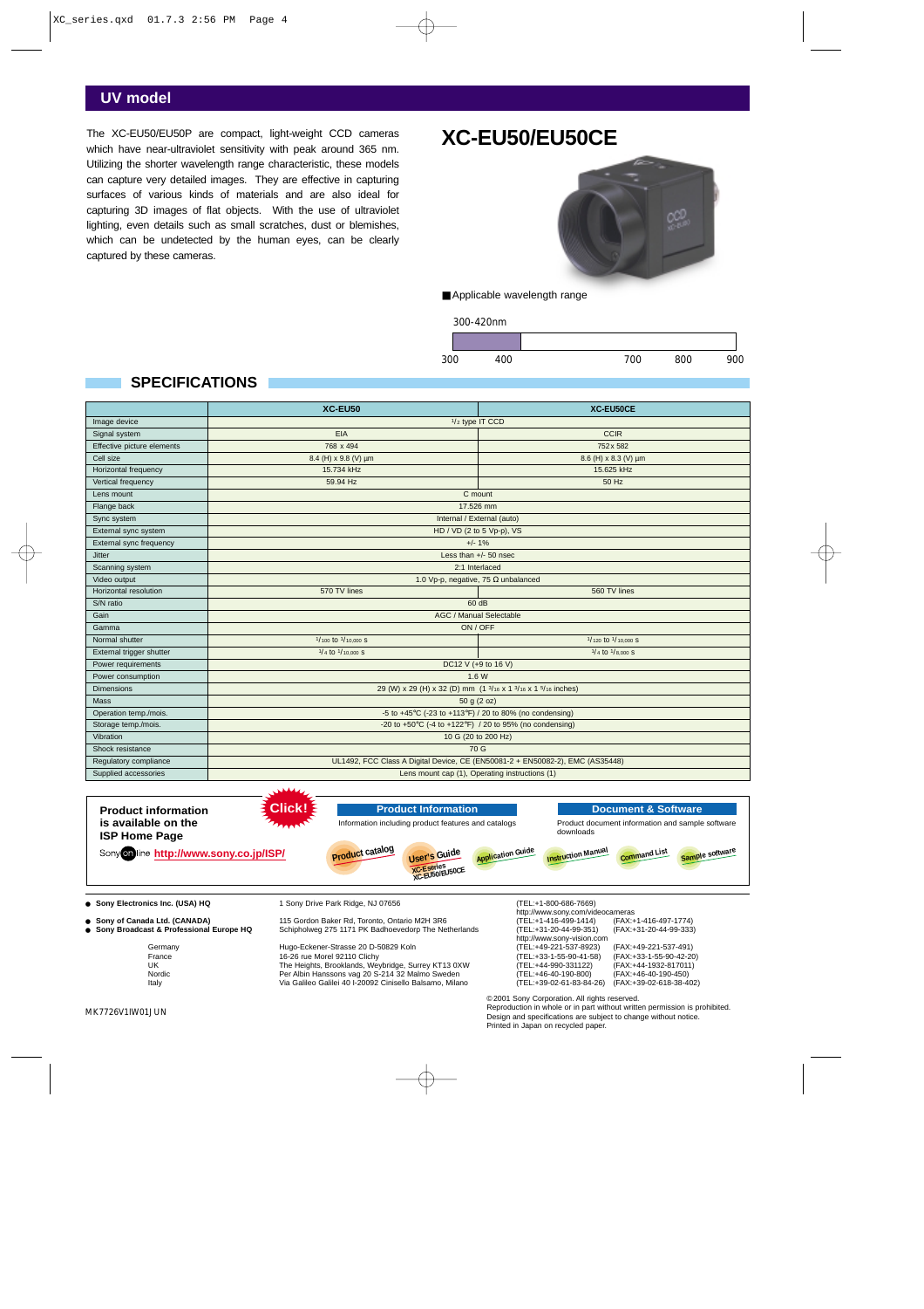## UV model

The XC-EU50/EU50P are compact, light-weight CCD cameras which have near-ultraviolet sensitivity with peak around 365 nm. Utilizing the shorter wavelength range characteristic, these models can capture very detailed images. They are effective in capturing surfaces of various kinds of materials and are also ideal for capturing 3D images of flat objects. With the use of ultraviolet lighting, even details such as small scratches, dust or blemishes, which can be undetected by the human eyes, can be clearly captured by these cameras.

# XC-EU50/EU50CE

■Applicable wavelength range

300-420nm

300 400 700 800 900

## SPECIFICATIONS

| | XC-EU50 | XC-EU50CE |
|---|---|---|
| Image device | 1/2 type IT CCD | |
| Signal system | EIA | CCIR |
| Effective picture elements | 768 x 494 | 752 x 582 |
| Cell size | 8.4 (H) x 9.8 (V) µm | 8.6 (H) x 8.3 (V) µm |
| Horizontal frequency | 15.734 kHz | 15.625 kHz |
| Vertical frequency | 59.94 Hz | 50 Hz |
| Lens mount | C mount | |
| Flange back | 17.526 mm | |
| Sync system | Internal / External (auto) | |
| External sync system | HD / VD (2 to 5 Vp-p), VS | |
| External sync frequency | +/- 1% | |
| Jitter | Less than +/- 50 nsec | |
| Scanning system | 2:1 Interlaced | |
| Video output | 1.0 Vp-p, negative, 75 Ω unbalanced | |
| Horizontal resolution | 570 TV lines | 560 TV lines |
| S/N ratio | 60 dB | |
| Gain | AGC / Manual Selectable | |
| Gamma | ON / OFF | |
| Normal shutter | 1/100 to 1/10,000 s | 1/120 to 1/10,000 s |
| External trigger shutter | 1/4 to 1/10,000 s | 1/4 to 1/8,000 s |
| Power requirements | DC12 V (+9 to 16 V) | |
| Power consumption | 1.6 W | |
| Dimensions | 29 (W) x 29 (H) x 32 (D) mm (1 3/16 x 1 3/16 x 1 5/16 inches) | |
| Mass | 50 g (2 oz) | |
| Operation temp./mois. | -5 to +45℃ (-23 to +113℉) / 20 to 80% (no condensing) | |
| Storage temp./mois. | -20 to +50℃ (-4 to +122℉) / 20 to 95% (no condensing) | |
| Vibration | 10 G (20 to 200 Hz) | |
| Shock resistance | 70 G | |
| Regulatory compliance | UL1492, FCC Class A Digital Device, CE (EN50081-2 + EN50082-2), EMC (AS35448) | |
| Supplied accessories | Lens mount cap (1), Operating instructions (1) | |

**Product information is available on the ISP Home Page**

Click!

Sony online **http://www.sony.co.jp/ISP/**

**Product Information**

Information including product features and catalogs

Product catalog

User's Guide XC-E series XC-EU50/EU50CE

Application Guide

**Document & Software**

Product document information and sample software downloads

Instruction Manual

Command List

Sample software

- **Sony Electronics Inc. (USA) HQ** — 1 Sony Drive Park Ridge, NJ 07656 — (TEL:+1-800-686-7669) http://www.sony.com/videocameras
- **Sony of Canada Ltd. (CANADA)** — 115 Gordon Baker Rd, Toronto, Ontario M2H 3R6 — (TEL:+1-416-499-1414) (FAX:+1-416-497-1774)
- **Sony Broadcast & Professional Europe HQ** — Schipholweg 275 1171 PK Badhoevedorp The Netherlands — (TEL:+31-20-44-99-351) (FAX:+31-20-44-99-333) http://www.sony-vision.com

Germany — Hugo-Eckener-Strasse 20 D-50829 Koln — (TEL:+49-221-537-8923) (FAX:+49-221-537-491)
France — 16-26 rue Morel 92110 Clichy — (TEL:+33-1-55-90-41-58) (FAX:+33-1-55-90-42-20)
UK — The Heights, Brooklands, Weybridge, Surrey KT13 0XW — (TEL:+44-990-331122) (FAX:+44-1932-817011)
Nordic — Per Albin Hanssons vag 20 S-214 32 Malmo Sweden — (TEL:+46-40-190-800) (FAX:+46-40-190-450)
Italy — Via Galileo Galilei 40 I-20092 Cinisello Balsamo, Milano — (TEL:+39-02-61-83-84-26) (FAX:+39-02-618-38-402)

MK7726V1IW01JUN

©2001 Sony Corporation. All rights reserved.
Reproduction in whole or in part without written permission is prohibited.
Design and specifications are subject to change without notice.
Printed in Japan on recycled paper.